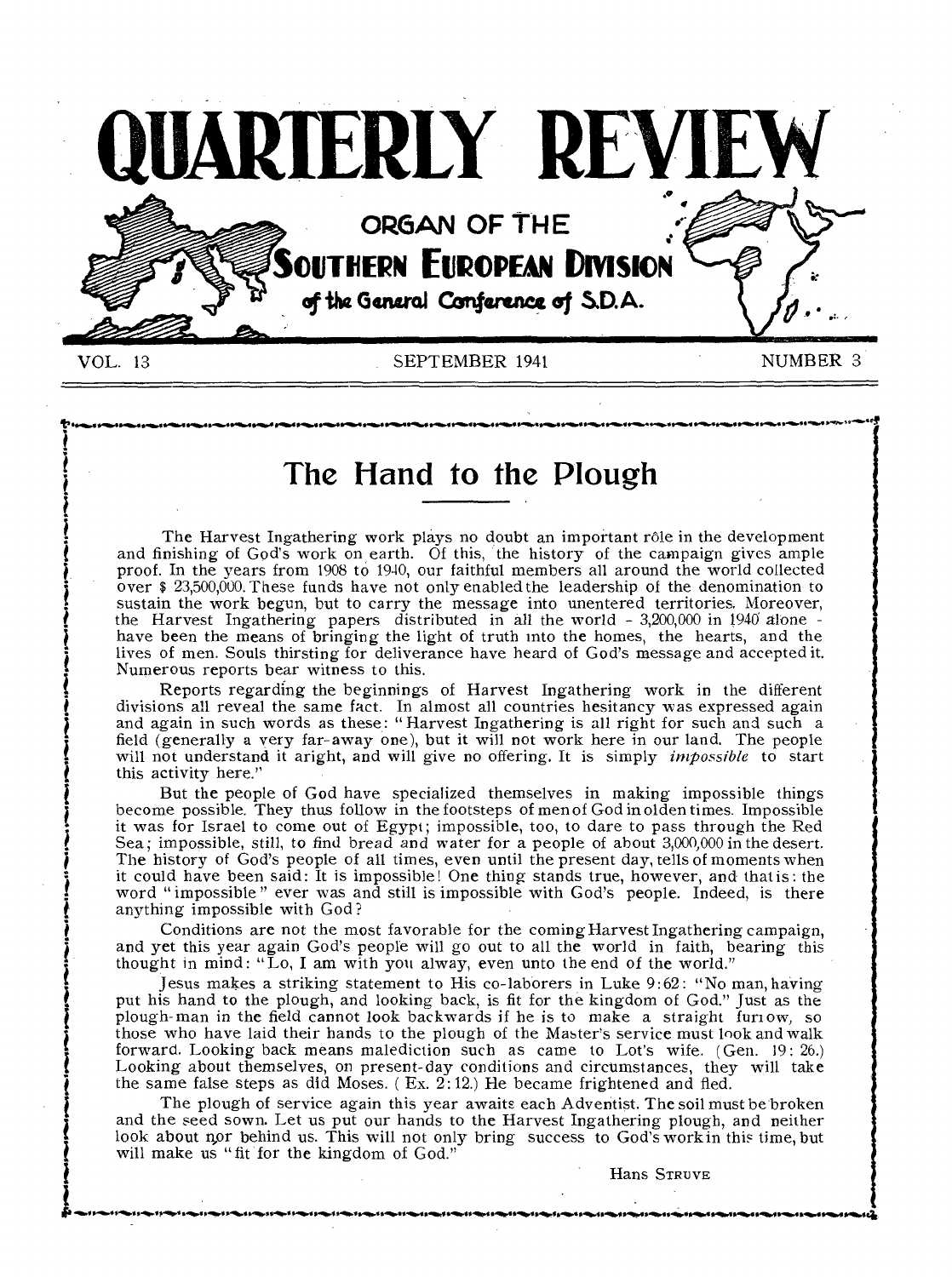# QUARTERLY REVIEW

ORGAN OF THE
SOUTHERN EUROPEAN DIVISION
of the General Conference of S.D.A.

VOL. 13 — SEPTEMBER 1941 — NUMBER 3

## The Hand to the Plough

The Harvest Ingathering work plays no doubt an important rôle in the development and finishing of God's work on earth. Of this, the history of the campaign gives ample proof. In the years from 1908 to 1940, our faithful members all around the world collected over $ 23,500,000. These funds have not only enabled the leadership of the denomination to sustain the work begun, but to carry the message into unentered territories. Moreover, the Harvest Ingathering papers distributed in all the world - 3,200,000 in 1940 alone - have been the means of bringing the light of truth into the homes, the hearts, and the lives of men. Souls thirsting for deliverance have heard of God's message and accepted it. Numerous reports bear witness to this.

Reports regarding the beginnings of Harvest Ingathering work in the different divisions all reveal the same fact. In almost all countries hesitancy was expressed again and again in such words as these: "Harvest Ingathering is all right for such and such a field (generally a very far-away one), but it will not work here in our land. The people will not understand it aright, and will give no offering. It is simply *impossible* to start this activity here."

But the people of God have specialized themselves in making impossible things become possible. They thus follow in the footsteps of men of God in olden times. Impossible it was for Israel to come out of Egypt; impossible, too, to dare to pass through the Red Sea; impossible, still, to find bread and water for a people of about 3,000,000 in the desert. The history of God's people of all times, even until the present day, tells of moments when it could have been said: It is impossible! One thing stands true, however, and that is: the word "impossible" ever was and still is impossible with God's people. Indeed, is there anything impossible with God?

Conditions are not the most favorable for the coming Harvest Ingathering campaign, and yet this year again God's people will go out to all the world in faith, bearing this thought in mind: "Lo, I am with you alway, even unto the end of the world."

Jesus makes a striking statement to His co-laborers in Luke 9:62: "No man, having put his hand to the plough, and looking back, is fit for the kingdom of God." Just as the plough-man in the field cannot look backwards if he is to make a straight furrow, so those who have laid their hands to the plough of the Master's service must look and walk forward. Looking back means malediction such as came to Lot's wife. (Gen. 19: 26.) Looking about themselves, on present-day conditions and circumstances, they will take the same false steps as did Moses. ( Ex. 2:12.) He became frightened and fled.

The plough of service again this year awaits each Adventist. The soil must be broken and the seed sown. Let us put our hands to the Harvest Ingathering plough, and neither look about nor behind us. This will not only bring success to God's work in this time, but will make us "fit for the kingdom of God."

Hans STRUVE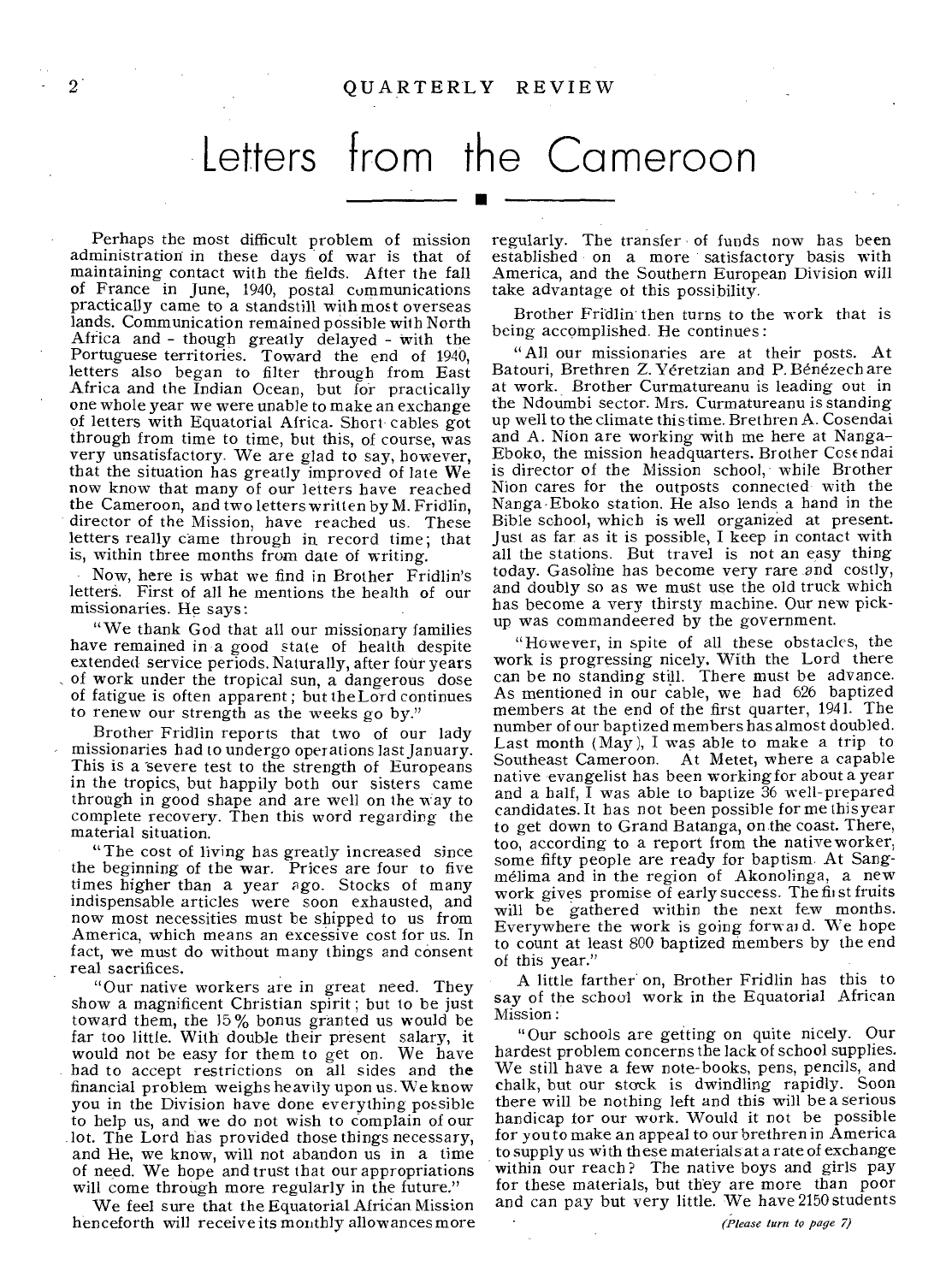# Letters from the Cameroon

Perhaps the most difficult problem of mission administration in these days of war is that of maintaining contact with the fields. After the fall of France in June, 1940, postal communications practically came to a standstill with most overseas lands. Communication remained possible with North Africa and - though greatly delayed - with the Portuguese territories. Toward the end of 1940, letters also began to filter through from East Africa and the Indian Ocean, but for practically one whole year we were unable to make an exchange of letters with Equatorial Africa. Short cables got through from time to time, but this, of course, was very unsatisfactory. We are glad to say, however, that the situation has greatly improved of late We now know that many of our letters have reached the Cameroon, and two letters written by M. Fridlin, director of the Mission, have reached us. These letters really came through in record time; that is, within three months from date of writing.

Now, here is what we find in Brother Fridlin's letters. First of all he mentions the health of our missionaries. He says:

"We thank God that all our missionary families have remained in a good state of health despite extended service periods. Naturally, after four years of work under the tropical sun, a dangerous dose of fatigue is often apparent; but the Lord continues to renew our strength as the weeks go by."

Brother Fridlin reports that two of our lady missionaries had to undergo operations last January. This is a severe test to the strength of Europeans in the tropics, but happily both our sisters came through in good shape and are well on the way to complete recovery. Then this word regarding the material situation.

"The cost of living has greatly increased since the beginning of the war. Prices are four to five times higher than a year ago. Stocks of many indispensable articles were soon exhausted, and now most necessities must be shipped to us from America, which means an excessive cost for us. In fact, we must do without many things and consent real sacrifices.

"Our native workers are in great need. They show a magnificent Christian spirit; but to be just toward them, the 15% bonus granted us would be far too little. With double their present salary, it would not be easy for them to get on. We have had to accept restrictions on all sides and the financial problem weighs heavily upon us. We know you in the Division have done everything possible to help us, and we do not wish to complain of our lot. The Lord has provided those things necessary, and He, we know, will not abandon us in a time of need. We hope and trust that our appropriations will come through more regularly in the future."

We feel sure that the Equatorial African Mission henceforth will receive its monthly allowances more regularly. The transfer of funds now has been established on a more satisfactory basis with America, and the Southern European Division will take advantage of this possibility.

Brother Fridlin then turns to the work that is being accomplished. He continues:

"All our missionaries are at their posts. At Batouri, Brethren Z. Yéretzian and P. Bénézech are at work. Brother Curmatureanu is leading out in the Ndoumbi sector. Mrs. Curmatureanu is standing up well to the climate this time. Brethren A. Cosendai and A. Nion are working with me here at Nanga-Eboko, the mission headquarters. Brother Cosendai is director of the Mission school, while Brother Nion cares for the outposts connected with the Nanga-Eboko station. He also lends a hand in the Bible school, which is well organized at present. Just as far as it is possible, I keep in contact with all the stations. But travel is not an easy thing today. Gasoline has become very rare and costly, and doubly so as we must use the old truck which has become a very thirsty machine. Our new pick-up was commandeered by the government.

"However, in spite of all these obstacles, the work is progressing nicely. With the Lord there can be no standing still. There must be advance. As mentioned in our cable, we had 626 baptized members at the end of the first quarter, 1941. The number of our baptized members has almost doubled. Last month (May), I was able to make a trip to Southeast Cameroon. At Metet, where a capable native evangelist has been working for about a year and a half, I was able to baptize 36 well-prepared candidates. It has not been possible for me this year to get down to Grand Batanga, on the coast. There, too, according to a report from the native worker, some fifty people are ready for baptism. At Sangmélima and in the region of Akonolinga, a new work gives promise of early success. The first fruits will be gathered within the next few months. Everywhere the work is going forward. We hope to count at least 800 baptized members by the end of this year."

A little farther on, Brother Fridlin has this to say of the school work in the Equatorial African Mission:

"Our schools are getting on quite nicely. Our hardest problem concerns the lack of school supplies. We still have a few note-books, pens, pencils, and chalk, but our stock is dwindling rapidly. Soon there will be nothing left and this will be a serious handicap for our work. Would it not be possible for you to make an appeal to our brethren in America to supply us with these materials at a rate of exchange within our reach? The native boys and girls pay for these materials, but they are more than poor and can pay but very little. We have 2150 students

*(Please turn to page 7)*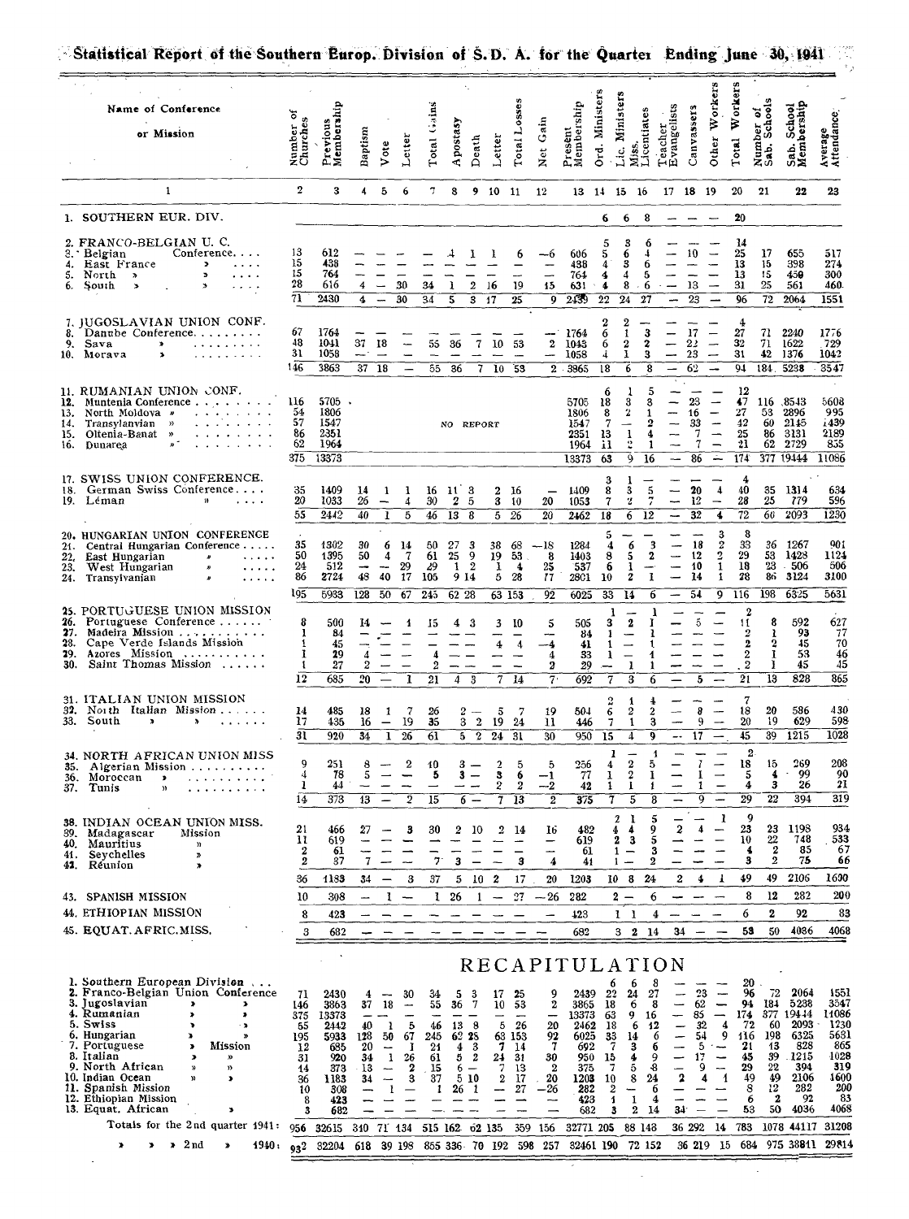# Statistical Report of the Southern Europ. Division of S. D. A. for the Quarter Ending June 30, 1941

| Name of Conference or Mission | Number of Churches | Previous Membership | Baptism | Vote | Letter | Total Gains | Apostasy | Death | Letter | Total Losses | Net Gain | Present Membership | Ord. Ministers | Lic. Ministers | Miss. Licentiates | Teacher Evangelists | Canvassers | Other Workers | Total Workers | Number of Sab. Schools | Sab. School Membership | Average Attendance |
|---|---|---|---|---|---|---|---|---|---|---|---|---|---|---|---|---|---|---|---|---|---|---|
| 1 | 2 | 3 | 4 | 5 | 6 | 7 | 8 | 9 | 10 | 11 | 12 | 13 | 14 | 15 | 16 | 17 | 18 | 19 | 20 | 21 | 22 | 23 |
| 1. SOUTHERN EUR. DIV. | | | | | | | | | | | | | 6 | 6 | 8 | — | — | — | 20 | | | |
| 2. FRANCO-BELGIAN U. C. | | | | | | | | | | | | | 5 | 3 | 6 | | | | 14 | | | |
| 3. Belgian Conference | 13 | 612 | — | — | — | — | 4 | 1 | 1 | 6 | −6 | 606 | 5 | 6 | 4 | — | 10 | — | 25 | 17 | 655 | 517 |
| 4. East France » | 15 | 438 | — | — | — | — | — | — | — | — | — | 438 | 4 | 3 | 6 | — | — | — | 13 | 15 | 398 | 274 |
| 5. North » » | 15 | 764 | — | — | — | — | — | — | — | — | — | 764 | 4 | 4 | 5 | — | — | — | 13 | 15 | 450 | 300 |
| 6. South » » | 28 | 616 | 4 | — | 30 | 34 | 1 | 2 | 16 | 19 | 15 | 631 | 4 | 8 | 6 | — | 13 | — | 31 | 25 | 561 | 460 |
| | 71 | 2430 | 4 | — | 30 | 34 | 5 | 3 | 17 | 25 | 9 | 2439 | 22 | 24 | 27 | — | 23 | — | 96 | 72 | 2064 | 1551 |
| 7. JUGOSLAVIAN UNION CONF. | | | | | | | | | | | | | 2 | 2 | — | | | | 4 | | | |
| 8. Danube Conference | 67 | 1764 | — | — | — | — | — | — | — | — | — | 1764 | 6 | 1 | 3 | — | 17 | — | 27 | 71 | 2240 | 1776 |
| 9. Sava » | 48 | 1041 | 37 | 18 | — | 55 | 36 | 7 | 10 | 53 | 2 | 1043 | 6 | 2 | 2 | — | 22 | — | 32 | 71 | 1622 | 729 |
| 10. Morava » | 31 | 1058 | — | — | — | — | — | — | — | — | — | 1058 | 4 | 1 | 3 | — | 23 | — | 31 | 42 | 1376 | 1042 |
| | 146 | 3863 | 37 | 18 | — | 55 | 36 | 7 | 10 | 53 | 2 | 3865 | 18 | 6 | 8 | — | 62 | — | 94 | 184 | 5238 | 3547 |
| 11. RUMANIAN UNION CONF. | | | | | | | | | | | | | | | 5 | — | — | — | 12 | | | |
| 12. Muntenia Conference | 116 | 5705 | NO REPORT | | | | | | | | | 5705 | 18 | 3 | 3 | — | 23 | — | 47 | 116 | 8543 | 5608 |
| 13. North Moldova » | 54 | 1806 | | | | | | | | | | 1806 | 8 | 2 | 1 | — | 16 | — | 27 | 53 | 2896 | 995 |
| 14. Transylvanian » | 57 | 1547 | | | | | | | | | | 1547 | 7 | — | 2 | — | 33 | — | 42 | 60 | 2145 | 1439 |
| 15. Oltenia-Banat » | 86 | 2351 | | | | | | | | | | 2351 | 13 | 1 | 4 | — | 7 | — | 25 | 86 | 3131 | 2189 |
| 16. Dunarea » | 62 | 1964 | | | | | | | | | | 1964 | 11 | 2 | 1 | — | 7 | — | 21 | 62 | 2729 | 835 |
| | 375 | 13373 | | | | | | | | | | 13373 | 63 | 9 | 16 | — | 86 | — | 174 | 377 | 19444 | 11086 |
| 17. SWISS UNION CONFERENCE. | | | | | | | | | | | | | 3 | 1 | — | | | | 4 | | | |
| 18. German Swiss Conference | 35 | 1409 | 14 | 1 | 1 | 16 | 11 | 3 | 2 | 16 | — | 1409 | 8 | 3 | 5 | — | 20 | 4 | 40 | 35 | 1314 | 634 |
| 19. Léman » | 20 | 1033 | 26 | — | 4 | 30 | 2 | 5 | 3 | 10 | 20 | 1053 | 7 | 2 | 7 | — | 12 | — | 28 | 25 | 779 | 596 |
| | 55 | 2442 | 40 | 1 | 5 | 46 | 13 | 8 | 5 | 26 | 20 | 2462 | 18 | 6 | 12 | — | 32 | 4 | 72 | 60 | 2093 | 1230 |
| 20. HUNGARIAN UNION CONFERENCE | | | | | | | | | | | | | 5 | — | — | — | — | 3 | 8 | | | |
| 21. Central Hungarian Conference | 35 | 1302 | 30 | 6 | 14 | 50 | 27 | 3 | 38 | 68 | −18 | 1284 | 4 | 6 | 3 | — | 18 | 2 | 33 | 36 | 1267 | 901 |
| 22. East Hungarian » | 50 | 1395 | 50 | 4 | 7 | 61 | 25 | 9 | 19 | 53 | 8 | 1403 | 8 | 5 | 2 | — | 12 | 2 | 29 | 53 | 1428 | 1124 |
| 23. West Hungarian » | 24 | 512 | — | — | 29 | 29 | 1 | 2 | 1 | 4 | 25 | 537 | 6 | 1 | — | — | 10 | 1 | 18 | 23 | 506 | 506 |
| 24. Transylvanian » | 86 | 2724 | 48 | 40 | 17 | 105 | 9 | 14 | 5 | 28 | 77 | 2801 | 10 | 2 | 1 | — | 14 | 1 | 28 | 86 | 3124 | 3100 |
| | 195 | 5933 | 128 | 50 | 67 | 245 | 62 | 28 | 63 | 153 | 92 | 6025 | 33 | 14 | 6 | — | 54 | 9 | 116 | 198 | 6325 | 5631 |
| 25. PORTUGUESE UNION MISSION | | | | | | | | | | | | | 1 | — | 1 | | | | 2 | | | |
| 26. Portuguese Conference | 8 | 500 | 14 | — | 1 | 15 | 4 | 3 | 3 | 10 | 5 | 505 | 3 | 2 | 1 | — | 5 | — | 11 | 8 | 592 | 627 |
| 27. Madeira Mission | 1 | 84 | — | — | — | — | — | — | — | — | — | 84 | 1 | — | 1 | — | — | — | 2 | 1 | 93 | 77 |
| 28. Cape Verde Islands Mission | 1 | 45 | — | — | — | — | — | — | 4 | 4 | −4 | 41 | 1 | — | 1 | — | — | — | 2 | 2 | 45 | 70 |
| 29. Azores Mission | 1 | 29 | 4 | — | — | 4 | — | — | — | — | 4 | 33 | 1 | — | 1 | — | — | — | 2 | 1 | 53 | 46 |
| 30. Saint Thomas Mission | 1 | 27 | 2 | — | — | 2 | — | — | — | — | 2 | 29 | — | 1 | 1 | — | — | — | 2 | 1 | 45 | 45 |
| | 12 | 685 | 20 | — | 1 | 21 | 4 | 3 | 7 | 14 | 7 | 692 | 7 | 3 | 6 | — | 5 | — | 21 | 13 | 828 | 865 |
| 31. ITALIAN UNION MISSION | | | | | | | | | | | | | 2 | 1 | 4 | | | | 7 | | | |
| 32. North Italian Mission | 14 | 485 | 18 | 1 | 7 | 26 | 2 | — | 5 | 7 | 19 | 504 | 6 | 2 | 2 | — | 8 | — | 18 | 20 | 586 | 430 |
| 33. South » » | 17 | 435 | 16 | — | 19 | 35 | 3 | 2 | 19 | 24 | 11 | 446 | 7 | 1 | 3 | — | 9 | — | 20 | 19 | 629 | 598 |
| | 31 | 920 | 34 | 1 | 26 | 61 | 5 | 2 | 24 | 31 | 30 | 950 | 15 | 4 | 9 | — | 17 | — | 45 | 39 | 1215 | 1028 |
| 34. NORTH AFRICAN UNION MISS | | | | | | | | | | | | | 1 | — | 1 | | | | 2 | | | |
| 35. Algerian Mission | 9 | 251 | 8 | — | 2 | 10 | 3 | — | 2 | 5 | 5 | 256 | 4 | 2 | 5 | — | 7 | — | 18 | 15 | 269 | 208 |
| 36. Moroccan » | 4 | 78 | 5 | — | — | 5 | 3 | — | 3 | 6 | −1 | 77 | 1 | 2 | 1 | — | 1 | — | 5 | 4 | 99 | 90 |
| 37. Tunis » | 1 | 44 | — | — | — | — | — | — | 2 | 2 | −2 | 42 | 1 | 1 | 1 | — | 1 | — | 4 | 3 | 26 | 21 |
| | 14 | 373 | 13 | — | 2 | 15 | 6 | — | 7 | 13 | 2 | 375 | 7 | 5 | 8 | — | 9 | — | 29 | 22 | 394 | 319 |
| 38. INDIAN OCEAN UNION MISS. | | | | | | | | | | | | | 2 | 1 | 5 | — | — | 1 | 9 | | | |
| 39. Madagascar Mission | 21 | 466 | 27 | — | 3 | 30 | 2 | 10 | 2 | 14 | 16 | 482 | 4 | 4 | 9 | 2 | 4 | — | 23 | 23 | 1198 | 934 |
| 40. Mauritius » | 11 | 619 | — | — | — | — | — | — | — | — | — | 619 | 2 | 3 | 5 | — | — | — | 10 | 22 | 748 | 533 |
| 41. Seychelles » | 2 | 61 | — | — | — | — | — | — | — | — | — | 61 | 1 | — | 3 | — | — | — | 4 | 2 | 85 | 67 |
| 42. Réunion » | 2 | 37 | 7 | — | — | 7 | 3 | — | — | 3 | 4 | 41 | 1 | — | 2 | — | — | — | 3 | 2 | 75 | 66 |
| | 36 | 1183 | 34 | — | 3 | 37 | 5 | 10 | 2 | 17 | 20 | 1203 | 10 | 8 | 24 | 2 | 4 | 1 | 49 | 49 | 2106 | 1600 |
| 43. SPANISH MISSION | 10 | 308 | — | 1 | — | 1 | 26 | 1 | — | 27 | −26 | 282 | 2 | — | 6 | — | — | — | 8 | 12 | 282 | 200 |
| 44. ETHIOPIAN MISSION | 8 | 423 | — | — | — | — | — | — | — | — | — | 423 | 1 | 1 | 4 | — | — | — | 6 | 2 | 92 | 83 |
| 45. EQUAT. AFRIC. MISS. | 3 | 682 | — | — | — | — | — | — | — | — | — | 682 | 3 | 2 | 14 | 34 | — | — | 53 | 50 | 4036 | 4068 |

## RECAPITULATION

| Name | Number of Churches | Previous Membership | Baptism | Vote | Letter | Total Gains | Apostasy | Death | Letter | Total Losses | Net Gain | Present Membership | Ord. Ministers | Lic. Ministers | Miss. Licentiates | Teacher Evangelists | Canvassers | Other Workers | Total Workers | Number of Sab. Schools | Sab. School Membership | Average Attendance |
|---|---|---|---|---|---|---|---|---|---|---|---|---|---|---|---|---|---|---|---|---|---|---|
| 1. Southern European Division | | | | | | | | | | | | | 6 | 6 | 8 | — | — | — | 20 | | | |
| 2. Franco-Belgian Union Conference | 71 | 2430 | 4 | — | 30 | 34 | 5 | 3 | 17 | 25 | 9 | 2439 | 22 | 24 | 27 | — | 23 | — | 96 | 72 | 2064 | 1551 |
| 3. Jugoslavian » » | 146 | 3863 | 37 | 18 | — | 55 | 36 | 7 | 10 | 53 | 2 | 3865 | 18 | 6 | 8 | — | 62 | — | 94 | 184 | 5238 | 3547 |
| 4. Rumanian » » | 375 | 13373 | — | — | — | — | — | — | — | — | — | 13373 | 63 | 9 | 16 | — | 85 | — | 174 | 377 | 19444 | 11086 |
| 5. Swiss » » | 55 | 2442 | 40 | 1 | 5 | 46 | 13 | 8 | 5 | 26 | 20 | 2462 | 18 | 6 | 12 | — | 32 | 4 | 72 | 60 | 2093 | 1230 |
| 6. Hungarian » » | 195 | 5933 | 128 | 50 | 67 | 245 | 62 | 28 | 63 | 153 | 92 | 6025 | 33 | 14 | 6 | — | 54 | 9 | 116 | 198 | 6325 | 5631 |
| 7. Portuguese » Mission | 12 | 685 | 20 | — | 1 | 21 | 4 | 3 | 7 | 14 | 7 | 692 | 7 | 3 | 6 | — | 5 | — | 21 | 13 | 828 | 865 |
| 8. Italian » » | 31 | 920 | 34 | 1 | 26 | 61 | 5 | 2 | 24 | 31 | 30 | 950 | 15 | 4 | 9 | — | 17 | — | 45 | 39 | 1215 | 1028 |
| 9. North African » » | 14 | 373 | 13 | — | 2 | 15 | 6 | — | 7 | 13 | 2 | 375 | 7 | 5 | 8 | — | 9 | — | 29 | 22 | 394 | 319 |
| 10. Indian Ocean » » | 36 | 1183 | 34 | — | 3 | 37 | 5 | 10 | 2 | 17 | 20 | 1203 | 10 | 8 | 24 | 2 | 4 | 1 | 49 | 49 | 2106 | 1600 |
| 11. Spanish Mission | 10 | 308 | — | 1 | — | 1 | 26 | 1 | — | 27 | −26 | 282 | 2 | — | 6 | — | — | — | 8 | 12 | 282 | 200 |
| 12. Ethiopian Mission | 8 | 423 | — | — | — | — | — | — | — | — | — | 423 | 1 | 1 | 4 | — | — | — | 6 | 2 | 92 | 83 |
| 13. Equat. African » | 3 | 682 | — | — | — | — | — | — | — | — | — | 682 | 3 | 2 | 14 | 34 | — | — | 53 | 50 | 4036 | 4068 |
| Totals for the 2nd quarter 1941: | 956 | 32615 | 310 | 71 | 134 | 515 | 162 | 62 | 135 | 359 | 156 | 32771 | 205 | 88 | 148 | 36 | 292 | 14 | 783 | 1078 | 44117 | 31208 |
| » » » 2nd » 1940: | 932 | 32204 | 618 | 39 | 198 | 855 | 336 | 70 | 192 | 598 | 257 | 32461 | 190 | 72 | 152 | 36 | 219 | 15 | 684 | 975 | 38811 | 29814 |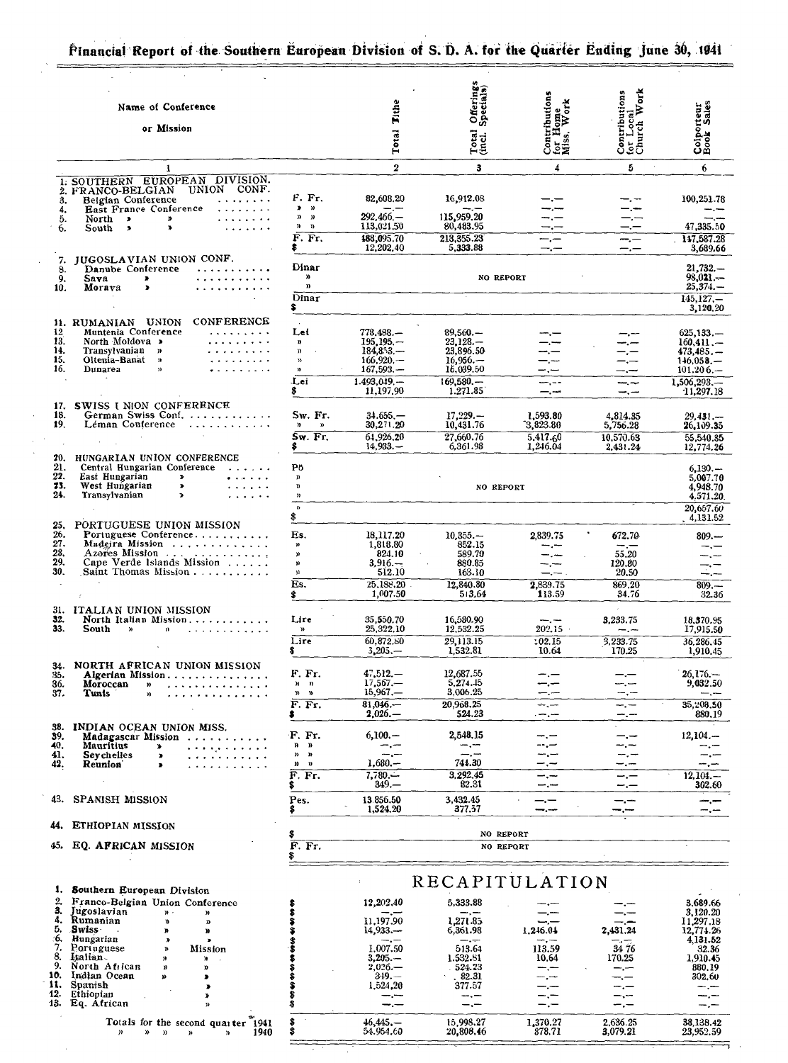# Financial Report of the Southern European Division of S. D. A. for the Quarter Ending June 30, 1941

| Name of Conference or Mission | | Total Tithe | Total Offerings (incl. Specials) | Contributions for Home Miss. Work | Contributions for Local Church Work | Colporteur Book Sales |
|---|---|---|---|---|---|---|
| 1 | | 2 | 3 | 4 | 5 | 6 |
| 1. SOUTHERN EUROPEAN DIVISION. | | | | | | |
| 2. FRANCO-BELGIAN UNION CONF. | | | | | | |
| 3. Belgian Conference | F. Fr. | 82,608.20 | 16,912.08 | —.— | —.— | 100,251.78 |
| 4. East France Conference | » » | —.— | —.— | —.— | —.— | —.— |
| 5. North » » | » » | 292,466.— | 115,959.20 | —.— | —.— | —.— |
| 6. South » » | » » | 113,021.50 | 80,483.95 | —.— | —.— | 47,335.50 |
| | F. Fr. | 488,095.70 | 213,355.23 | —.— | —.— | 147,587.28 |
| | $ | 12,202.40 | 5,333.88 | —.— | —.— | 3,689.66 |
| 7. JUGOSLAVIAN UNION CONF. | | | | | | |
| 8. Danube Conference | Dinar | NO REPORT | | | | 21,732.— |
| 9. Sava » | » | | | | | 98,021.— |
| 10. Morava » | » | | | | | 25,374.— |
| | Dinar | | | | | 145,127.— |
| | $ | | | | | 3,120.20 |
| 11. RUMANIAN UNION CONFERENCE | | | | | | |
| 12. Muntenia Conference | Lei | 778,488.— | 89,560.— | —.— | —.— | 625,133.— |
| 13. North Moldova » | » | 195,195.— | 23,128.— | —.— | —.— | 160,411.— |
| 14. Transylvanian » | » | 184,853.— | 23,896.50 | —.— | —.— | 473,485.— |
| 15. Oltenia-Banat » | » | 166,920.— | 16,956.— | —.— | —.— | 146,058.— |
| 16. Dunarea » | » | 167,593.— | 16,039.50 | —.— | —.— | 101,206.— |
| | Lei | 1,493,049.— | 169,580.— | —.— | —.— | 1,506,293.— |
| | $ | 11,197.90 | 1,271.85 | —.— | —.— | 11,297.18 |
| 17. SWISS UNION CONFERENCE | | | | | | |
| 18. German Swiss Conf. | Sw. Fr. | 34,655.— | 17,229.— | 1,593.80 | 4,814.35 | 29,431.— |
| 19. Léman Conference | » » | 30,271.20 | 10,431.76 | 3,823.80 | 5,756.28 | 26,109.35 |
| | Sw. Fr. | 64,926.20 | 27,660.76 | 5,417.60 | 10,570.63 | 55,540.35 |
| | $ | 14,933.— | 6,361.98 | 1,246.04 | 2,431.24 | 12,774.26 |
| 20. HUNGARIAN UNION CONFERENCE | | | | | | |
| 21. Central Hungarian Conference | Pö | NO REPORT | | | | 6,130.— |
| 22. East Hungarian » | » | | | | | 5,007.70 |
| 23. West Hungarian » | » | | | | | 4,948.70 |
| 24. Transylvanian » | » | | | | | 4,571.20 |
| | » | | | | | 20,657.60 |
| | $ | | | | | 4,131.52 |
| 25. PORTUGUESE UNION MISSION | | | | | | |
| 26. Portuguese Conference | Es. | 18,117.20 | 10,355.— | 2,839.75 | 672.70 | 809.— |
| 27. Madeira Mission | » | 1,818.80 | 852.15 | —.— | —.— | —.— |
| 28. Azores Mission | » | 824.10 | 589.70 | —.— | 55.20 | —.— |
| 29. Cape Verde Islands Mission | » | 3,916.— | 880.85 | —.— | 120.80 | —.— |
| 30. Saint Thomas Mission | » | 512.10 | 163.10 | —.— | 20.50 | —.— |
| | Es. | 25,188.20 | 12,840.80 | 2,839.75 | 869.20 | 809.— |
| | $ | 1,007.50 | 513.64 | 113.59 | 34.76 | 32.36 |
| 31. ITALIAN UNION MISSION | | | | | | |
| 32. North Italian Mission | Lire | 35,550.70 | 16,580.90 | —.— | 3,233.75 | 18,370.95 |
| 33. South » » | » | 25,322.10 | 12,532.25 | 202.15 | —.— | 17,915.50 |
| | Lire | 60,872.80 | 29,113.15 | 202.15 | 3,233.75 | 36,286.45 |
| | $ | 3,205.— | 1,532.81 | 10.64 | 170.25 | 1,910.45 |
| 34. NORTH AFRICAN UNION MISSION | | | | | | |
| 35. Algerian Mission | F. Fr. | 47,512.— | 12,687.55 | —.— | —.— | 26,176.— |
| 36. Moroccan » | » » | 17,567.— | 5,274.45 | —.— | —.— | 9,032.50 |
| 37. Tunis » | » » | 15,967.— | 3,006.25 | —.— | —.— | —.— |
| | F. Fr. | 81,046.— | 20,968.25 | —.— | —.— | 35,208.50 |
| | $ | 2,026.— | 524.23 | —.— | —.— | 880.19 |
| 38. INDIAN OCEAN UNION MISS. | | | | | | |
| 39. Madagascar Mission | F. Fr. | 6,100.— | 2,548.15 | —.— | —.— | 12,104.— |
| 40. Mauritius » | » » | —.— | —.— | —.— | —.— | —.— |
| 41. Seychelles » | » » | —.— | —.— | —.— | —.— | —.— |
| 42. Reunion » | » » | 1,680.— | 744.30 | —.— | —.— | —.— |
| | F. Fr. | 7,780.— | 3,292.45 | —.— | —.— | 12,104.— |
| | $ | 349.— | 82.31 | —.— | —.— | 302.60 |
| 43. SPANISH MISSION | Pes. | 13,856.50 | 3,432.45 | —.— | —.— | —.— |
| | $ | 1,524.20 | 377.57 | —.— | —.— | —.— |
| 44. ETHIOPIAN MISSION | $ | NO REPORT | | | | |
| 45. EQ. AFRICAN MISSION | F. Fr. | NO REPORT | | | | |
| | $ | | | | | |

## RECAPITULATION

| | | Total Tithe | Total Offerings | Home Miss. Work | Local Church Work | Colporteur Book Sales |
|---|---|---|---|---|---|---|
| 1. Southern European Division | $ | | | | | |
| 2. Franco-Belgian Union Conference | $ | 12,202.40 | 5,333.88 | —.— | —.— | 3,689.66 |
| 3. Jugoslavian » » | $ | —.— | —.— | —.— | —.— | 3,120.20 |
| 4. Rumanian » » | $ | 11,197.90 | 1,271.85 | —.— | —.— | 11,297.18 |
| 5. Swiss » » | $ | 14,933.— | 6,361.98 | 1,246.04 | 2,431.24 | 12,774.26 |
| 6. Hungarian » » | $ | —.— | —.— | —.— | —.— | 4,131.52 |
| 7. Portuguese » Mission | $ | 1,007.50 | 513.64 | 113.59 | 34.76 | 32.36 |
| 8. Italian » » | $ | 3,205.— | 1,532.81 | 10.64 | 170.25 | 1,910.45 |
| 9. North African » » | $ | 2,026.— | 524.23 | —.— | —.— | 880.19 |
| 10. Indian Ocean » » | $ | 349.— | 82.31 | —.— | —.— | 302.60 |
| 11. Spanish » | $ | 1,524.20 | 377.57 | —.— | —.— | —.— |
| 12. Ethiopian » | $ | —.— | —.— | —.— | —.— | —.— |
| 13. Eq. African » | $ | —.— | —.— | —.— | —.— | —.— |
| Totals for the second quarter 1941 | $ | 46,445.— | 15,998.27 | 1,370.27 | 2,636.25 | 38,138.42 |
| » » » » » 1940 | $ | 54,954.60 | 20,808.46 | 878.71 | 3,079.21 | 23,952.59 |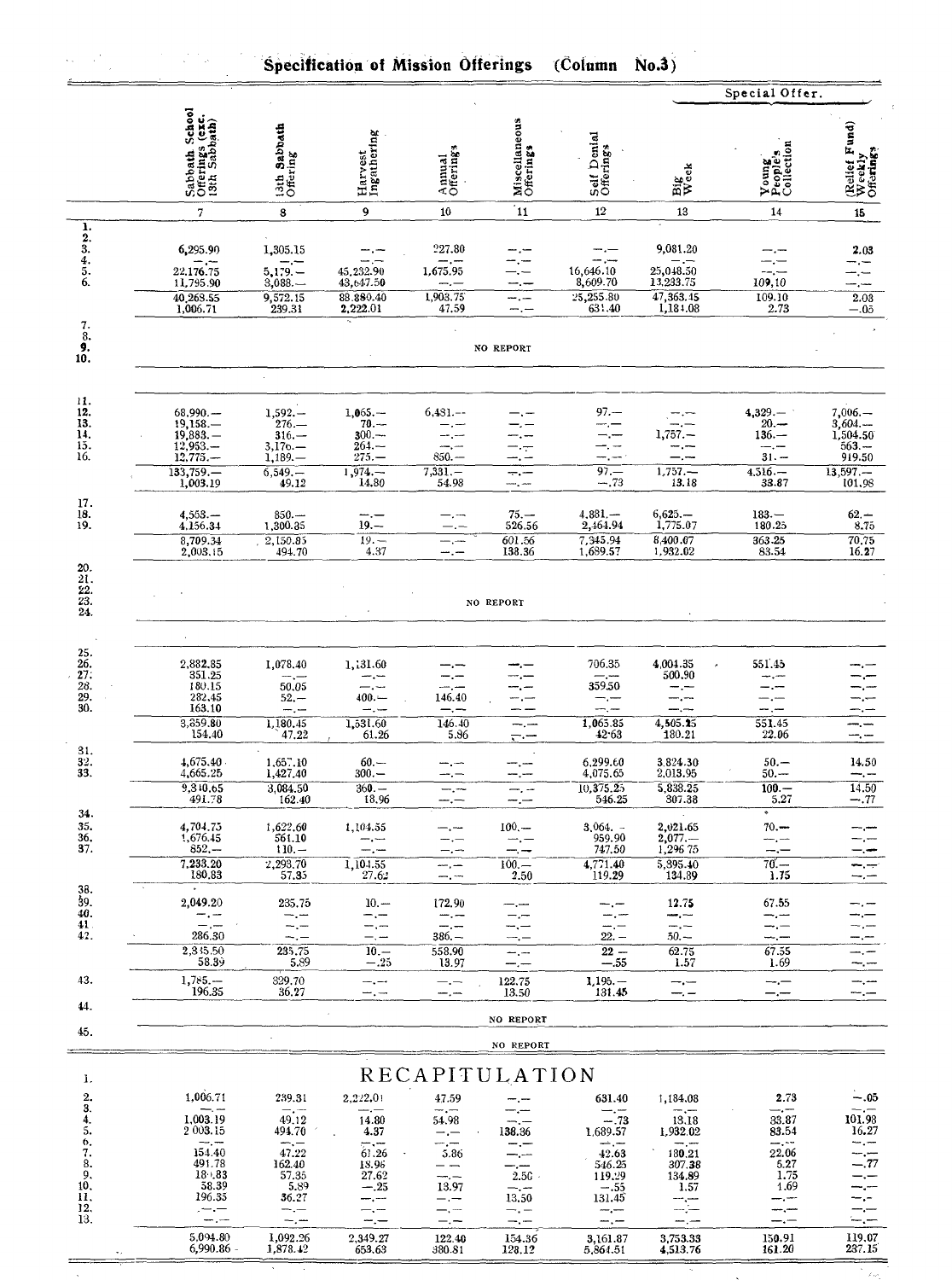# Specification of Mission Offerings (Column No.3)

| | Sabbath School Offerings (exc. 13th Sabbath) | 13th Sabbath Offering | Harvest Ingathering | Annual Offerings | Miscellaneous Offerings | Self Denial Offerings | Big Week | Special Offer. Young People's Collection | (Relief Fund) Weekly Offerings |
|---|---|---|---|---|---|---|---|---|---|
| | 7 | 8 | 9 | 10 | 11 | 12 | 13 | 14 | 15 |
| 1. | | | | | | | | | |
| 2. | | | | | | | | | |
| 3. | 6,295.90 | 1,305.15 | —.— | 227.80 | —.— | —.— | 9,081.20 | —.— | 2.03 |
| 4. | —.— | —.— | —.— | —.— | —.— | —.— | —.— | —.— | —.— |
| 5. | 22,176.75 | 5,179.— | 45,232.90 | 1,675.95 | —.— | 16,646.10 | 25,048.50 | —.— | —.— |
| 6. | 11,795.90 | 3,088.— | 43,647.50 | —.— | —.— | 8,609.70 | 13,233.75 | 109.10 | —.— |
| | 40,268.55 | 9,572.15 | 88,880.40 | 1,903.75 | —.— | 25,255.80 | 47,363.45 | 109.10 | 2.03 |
| | 1,006.71 | 239.31 | 2,222.01 | 47.59 | —.— | 631.40 | 1,184.08 | 2.73 | —.05 |
| 7.–10. | NO REPORT | | | | | | | | |
| 11. | | | | | | | | | |
| 12. | 68,990.— | 1,592.— | 1,065.— | 6,481.— | —.— | 97.— | —.— | 4,329.— | 7,006.— |
| 13. | 19,158.— | 276.— | 70.— | —.— | —.— | —.— | —.— | 20.— | 3,604.— |
| 14. | 19,883.— | 316.— | 300.— | —.— | —.— | —.— | 1,757.— | 136.— | 1,504.50 |
| 15. | 12,953.— | 3,170.— | 264.— | —.— | —.— | —.— | —.— | —.— | 563.— |
| 16. | 12,775.— | 1,189.— | 275.— | 850.— | —.— | —.— | —.— | 31.— | 919.50 |
| | 133,759.— | 6,549.— | 1,974.— | 7,331.— | —.— | 97.— | 1,757.— | 4,516.— | 13,597.— |
| | 1,003.19 | 49.12 | 14.80 | 54.98 | —.— | —.73 | 13.18 | 33.87 | 101.98 |
| 17. | | | | | | | | | |
| 18. | 4,553.— | 850.— | —.— | —.— | 75.— | 4,881.— | 6,625.— | 183.— | 62.— |
| 19. | 4,156.34 | 1,300.85 | 19.— | —.— | 526.56 | 2,464.94 | 1,775.07 | 180.25 | 8.75 |
| | 8,709.34 | 2,150.85 | 19.— | —.— | 601.56 | 7,345.94 | 8,400.07 | 363.25 | 70.75 |
| | 2,003.15 | 494.70 | 4.37 | —.— | 138.36 | 1,689.57 | 1,932.02 | 83.54 | 16.27 |
| 20.–24. | NO REPORT | | | | | | | | |
| 25. | | | | | | | | | |
| 26. | 2,882.85 | 1,078.40 | 1,131.60 | —.— | —.— | 706.35 | 4,004.35 | 551.45 | —.— |
| 27. | 351.25 | —.— | —.— | —.— | —.— | —.— | 500.90 | —.— | —.— |
| 28. | 180.15 | 50.05 | —.— | —.— | —.— | 359.50 | —.— | —.— | —.— |
| 29. | 282.45 | 52.— | 400.— | 146.40 | —.— | —.— | —.— | —.— | —.— |
| 30. | 163.10 | —.— | —.— | —.— | —.— | —.— | —.— | —.— | —.— |
| | 3,859.80 | 1,180.45 | 1,531.60 | 146.40 | —.— | 1,065.85 | 4,505.25 | 551.45 | —.— |
| | 154.40 | 47.22 | 61.26 | 5.86 | —.— | 42.63 | 180.21 | 22.06 | —.— |
| 31. | | | | | | | | | |
| 32. | 4,675.40 | 1,657.10 | 60.— | —.— | —.— | 6,299.60 | 3,824.30 | 50.— | 14.50 |
| 33. | 4,665.25 | 1,427.40 | 300.— | —.— | —.— | 4,075.65 | 2,013.95 | 50.— | —.— |
| | 9,340.65 | 3,084.50 | 360.— | —.— | —.— | 10,375.25 | 5,838.25 | 100.— | 14.50 |
| | 491.78 | 162.40 | 18.96 | —.— | —.— | 546.25 | 307.38 | 5.27 | —.77 |
| 34. | | | | | | | | | |
| 35. | 4,704.75 | 1,622.60 | 1,104.55 | —.— | 100.— | 3,064.— | 2,021.65 | 70.— | —.— |
| 36. | 1,676.45 | 561.10 | —.— | —.— | —.— | 959.90 | 2,077.— | —.— | —.— |
| 37. | 852.— | 110.— | —.— | —.— | —.— | 747.50 | 1,296.75 | —.— | —.— |
| | 7,233.20 | 2,293.70 | 1,104.55 | —.— | 100.— | 4,771.40 | 5,395.40 | 70.— | —.— |
| | 180.83 | 57.35 | 27.62 | —.— | 2.50 | 119.29 | 134.89 | 1.75 | —.— |
| 38. | | | | | | | | | |
| 39. | 2,049.20 | 235.75 | 10.— | 172.90 | —.— | —.— | 12.75 | 67.55 | —.— |
| 40. | —.— | —.— | —.— | —.— | —.— | —.— | —.— | —.— | —.— |
| 41. | —.— | —.— | —.— | —.— | —.— | —.— | —.— | —.— | —.— |
| 42. | 286.30 | —.— | —.— | 386.— | —.— | 22.— | 50.— | —.— | —.— |
| | 2,335.50 | 235.75 | 10.— | 558.90 | —.— | 22 — | 62.75 | 67.55 | —.— |
| | 58.39 | 5.89 | —.25 | 13.97 | —.— | —.55 | 1.57 | 1.69 | —.— |
| 43. | 1,785.— | 329.70 | —.— | —.— | 122.75 | 1,195.— | —.— | —.— | —.— |
| | 196.35 | 36.27 | —.— | —.— | 13.50 | 131.45 | —.— | —.— | —.— |
| 44. | NO REPORT | | | | | | | | |
| 45. | NO REPORT | | | | | | | | |

## RECAPITULATION

| | 7 | 8 | 9 | 10 | 11 | 12 | 13 | 14 | 15 |
|---|---|---|---|---|---|---|---|---|---|
| 1. | | | | | | | | | |
| 2. | 1,006.71 | 239.31 | 2,222.01 | 47.59 | —.— | 631.40 | 1,184.08 | 2.73 | —.05 |
| 3. | —.— | —.— | —.— | —.— | —.— | —.— | —.— | —.— | —.— |
| 4. | 1,003.19 | 49.12 | 14.80 | 54.98 | —.— | —.73 | 13.18 | 33.87 | 101.98 |
| 5. | 2,003.15 | 494.70 | 4.37 | —.— | 138.36 | 1,689.57 | 1,932.02 | 83.54 | 16.27 |
| 6. | —.— | —.— | —.— | —.— | —.— | —.— | —.— | —.— | —.— |
| 7. | 154.40 | 47.22 | 61.26 | 5.86 | —.— | 42.63 | 180.21 | 22.06 | —.— |
| 8. | 491.78 | 162.40 | 18.96 | —.— | —.— | 546.25 | 307.38 | 5.27 | —.77 |
| 9. | 180.83 | 57.35 | 27.62 | —.— | 2.50 | 119.29 | 134.89 | 1.75 | —.— |
| 10. | 58.39 | 5.89 | —.25 | 13.97 | —.— | —.55 | 1.57 | 1.69 | —.— |
| 11. | 196.35 | 36.27 | —.— | —.— | 13.50 | 131.45 | —.— | —.— | —.— |
| 12. | —.— | —.— | —.— | —.— | —.— | —.— | —.— | —.— | —.— |
| 13. | —.— | —.— | —.— | —.— | —.— | —.— | —.— | —.— | —.— |
| | 5,094.80 | 1,092.26 | 2,349.27 | 122.40 | 154.36 | 3,161.87 | 3,753.33 | 150.91 | 119.07 |
| | 6,990.86 | 1,878.42 | 653.63 | 380.81 | 128.12 | 5,864.51 | 4,513.76 | 161.20 | 237.15 |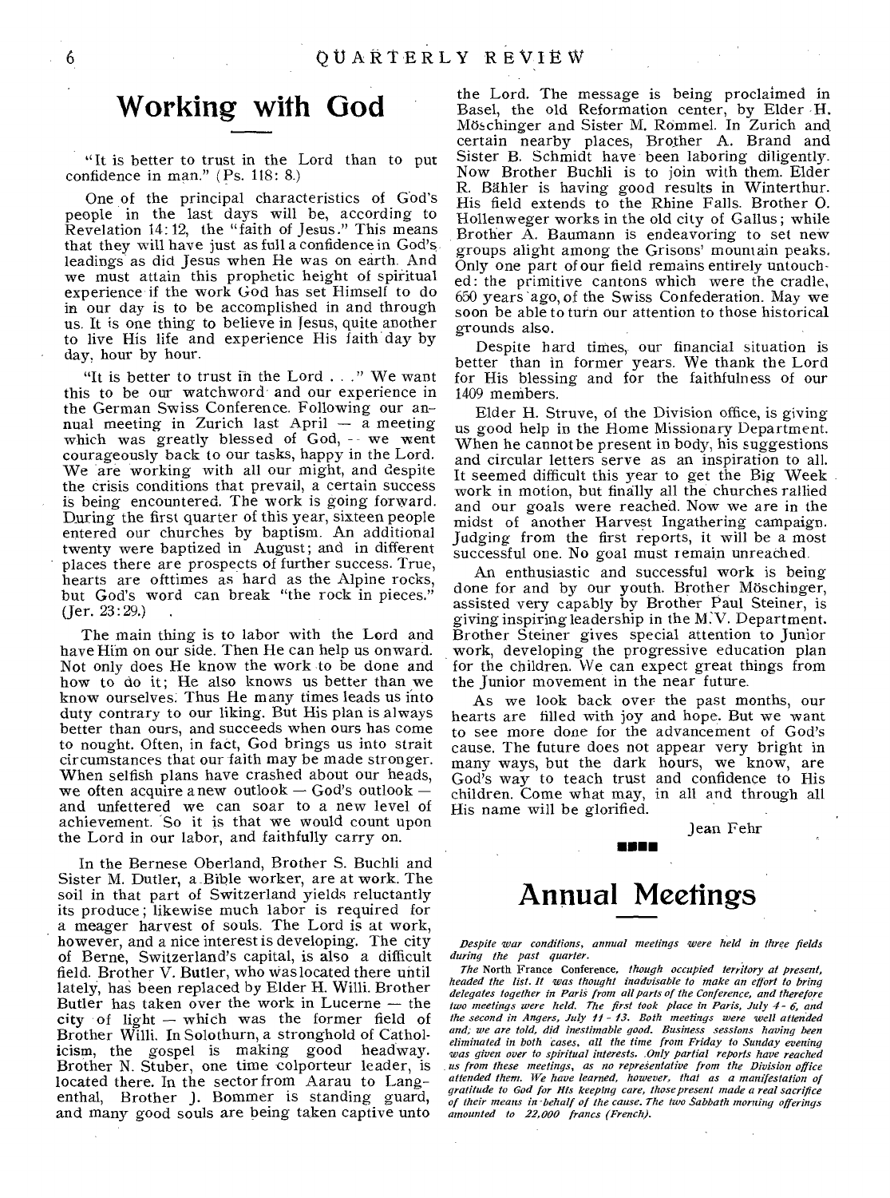# Working with God

"It is better to trust in the Lord than to put confidence in man." (Ps. 118: 8.)

One of the principal characteristics of God's people in the last days will be, according to Revelation 14: 12, the "faith of Jesus." This means that they will have just as full a confidence in God's leadings as did Jesus when He was on earth. And we must attain this prophetic height of spiritual experience if the work God has set Himself to do in our day is to be accomplished in and through us. It is one thing to believe in Jesus, quite another to live His life and experience His faith day by day, hour by hour.

"It is better to trust in the Lord . . ." We want this to be our watchword and our experience in the German Swiss Conference. Following our annual meeting in Zurich last April — a meeting which was greatly blessed of God, -- we went courageously back to our tasks, happy in the Lord. We are working with all our might, and despite the crisis conditions that prevail, a certain success is being encountered. The work is going forward. During the first quarter of this year, sixteen people entered our churches by baptism. An additional twenty were baptized in August; and in different places there are prospects of further success. True, hearts are ofttimes as hard as the Alpine rocks, but God's word can break "the rock in pieces." (Jer. 23: 29.)

The main thing is to labor with the Lord and have Him on our side. Then He can help us onward. Not only does He know the work to be done and how to do it; He also knows us better than we know ourselves. Thus He many times leads us into duty contrary to our liking. But His plan is always better than ours, and succeeds when ours has come to nought. Often, in fact, God brings us into strait circumstances that our faith may be made stronger. When selfish plans have crashed about our heads, we often acquire a new outlook — God's outlook — and unfettered we can soar to a new level of achievement. So it is that we would count upon the Lord in our labor, and faithfully carry on.

In the Bernese Oberland, Brother S. Buchli and Sister M. Dutler, a Bible worker, are at work. The soil in that part of Switzerland yields reluctantly its produce; likewise much labor is required for a meager harvest of souls. The Lord is at work, however, and a nice interest is developing. The city of Berne, Switzerland's capital, is also a difficult field. Brother V. Butler, who was located there until lately, has been replaced by Elder H. Willi. Brother Butler has taken over the work in Lucerne — the city of light — which was the former field of Brother Willi. In Solothurn, a stronghold of Catholicism, the gospel is making good headway. Brother N. Stuber, one time colporteur leader, is located there. In the sector from Aarau to Langenthal, Brother J. Bommer is standing guard, and many good souls are being taken captive unto the Lord. The message is being proclaimed in Basel, the old Reformation center, by Elder H. Möschinger and Sister M. Rommel. In Zurich and certain nearby places, Brother A. Brand and Sister B. Schmidt have been laboring diligently. Now Brother Buchli is to join with them. Elder R. Bähler is having good results in Winterthur. His field extends to the Rhine Falls. Brother O. Hollenweger works in the old city of Gallus; while Brother A. Baumann is endeavoring to set new groups alight among the Grisons' mountain peaks. Only one part of our field remains entirely untouched: the primitive cantons which were the cradle, 650 years ago, of the Swiss Confederation. May we soon be able to turn our attention to those historical grounds also.

Despite hard times, our financial situation is better than in former years. We thank the Lord for His blessing and for the faithfulness of our 1409 members.

Elder H. Struve, of the Division office, is giving us good help in the Home Missionary Department. When he cannot be present in body, his suggestions and circular letters serve as an inspiration to all. It seemed difficult this year to get the Big Week work in motion, but finally all the churches rallied and our goals were reached. Now we are in the midst of another Harvest Ingathering campaign. Judging from the first reports, it will be a most successful one. No goal must remain unreached.

An enthusiastic and successful work is being done for and by our youth. Brother Möschinger, assisted very capably by Brother Paul Steiner, is giving inspiring leadership in the M.V. Department. Brother Steiner gives special attention to Junior work, developing the progressive education plan for the children. We can expect great things from the Junior movement in the near future.

As we look back over the past months, our hearts are filled with joy and hope. But we want to see more done for the advancement of God's cause. The future does not appear very bright in many ways, but the dark hours, we know, are God's way to teach trust and confidence to His children. Come what may, in all and through all His name will be glorified.

Jean Fehr

# Annual Meetings

*Despite war conditions, annual meetings were held in three fields during the past quarter.*

*The* North France Conference, *though occupied territory at present, headed the list. It was thought inadvisable to make an effort to bring delegates together in Paris from all parts of the Conference, and therefore two meetings were held. The first took place in Paris, July 4 - 6, and the second in Angers, July 11 - 13. Both meetings were well attended and, we are told, did inestimable good. Business sessions having been eliminated in both cases, all the time from Friday to Sunday evening was given over to spiritual interests. Only partial reports have reached us from these meetings, as no representative from the Division office attended them. We have learned, however, that as a manifestation of gratitude to God for His keeping care, those present made a real sacrifice of their means in behalf of the cause. The two Sabbath morning offerings amounted to 22,000 francs (French).*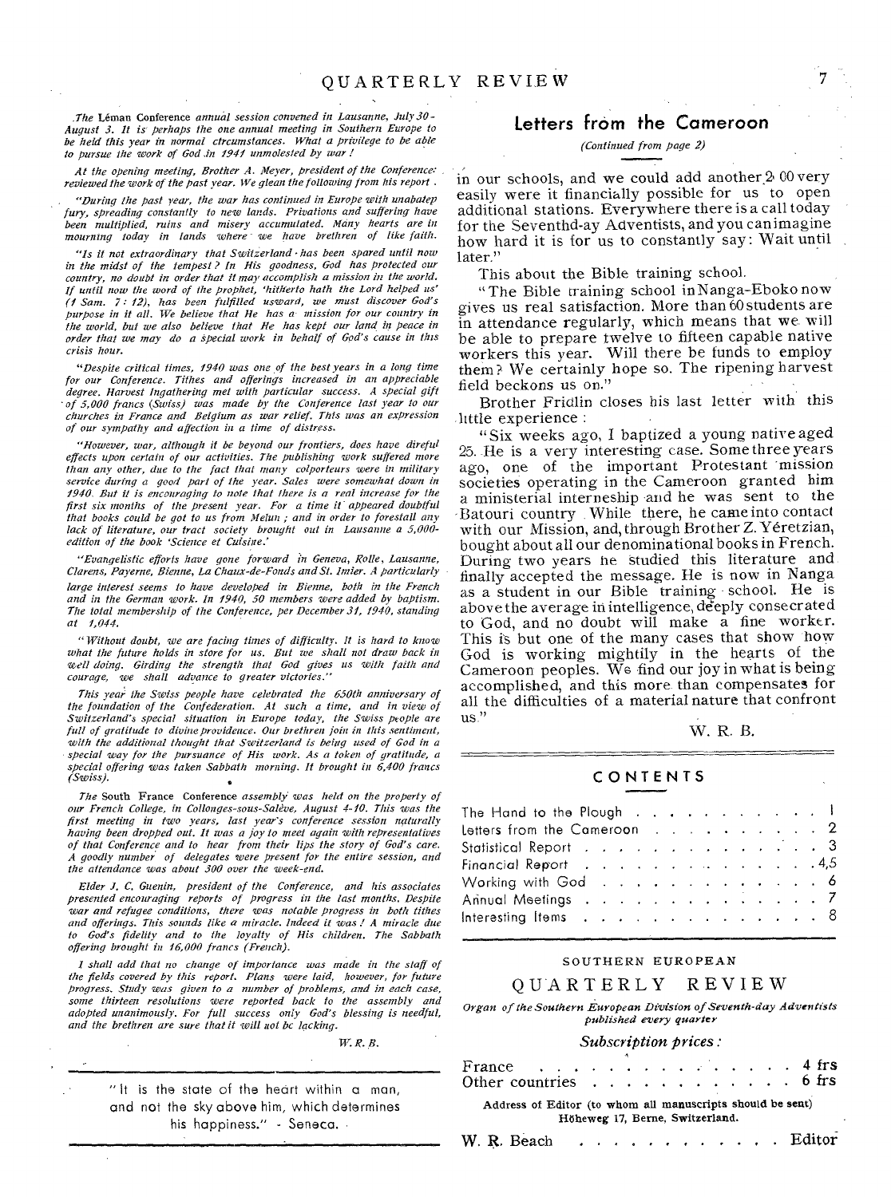*The* Léman Conference *annual session convened in Lausanne, July 30 - August 3. It is perhaps the one annual meeting in Southern Europe to be held this year in normal circumstances. What a privilege to be able to pursue the work of God in 1941 unmolested by war !*

*At the opening meeting, Brother A. Meyer, president of the Conference reviewed the work of the past year. We glean the following from his report .*

*"During the past year, the war has continued in Europe with unabated fury, spreading constantly to new lands. Privations and suffering have been multiplied, ruins and misery accumulated. Many hearts are in mourning today in lands where we have brethren of like faith.*

*"Is it not extraordinary that Switzerland has been spared until now in the midst of the tempest ? In His goodness, God has protected our country, no doubt in order that it may accomplish a mission in the world. If until now the word of the prophet, 'hitherto hath the Lord helped us' (1 Sam. 7 : 12), has been fulfilled usward, we must discover God's purpose in it all. We believe that He has a mission for our country in the world, but we also believe that He has kept our land in peace in order that we may do a special work in behalf of God's cause in this crisis hour.*

*"Despite critical times, 1940 was one of the best years in a long time for our Conference. Tithes and offerings increased in an appreciable degree. Harvest Ingathering met with particular success. A special gift of 5,000 francs (Swiss) was made by the Conference last year to our churches in France and Belgium as war relief. This was an expression of our sympathy and affection in a time of distress.*

*"However, war, although it be beyond our frontiers, does have direful effects upon certain of our activities. The publishing work suffered more than any other, due to the fact that many colporteurs were in military service during a good part of the year. Sales were somewhat down in 1940. But it is encouraging to note that there is a real increase for the first six months of the present year. For a time it appeared doubtful that books could be got to us from Melun ; and in order to forestall any lack of literature, our tract society brought out in Lausanne a 5,000-edition of the book 'Science et Cuisine.'*

*"Evangelistic efforts have gone forward in Geneva, Rolle, Lausanne, Clarens, Payerne, Bienne, La Chaux-de-Fonds and St. Imier. A particularly large interest seems to have developed in Bienne, both in the French and in the German work. In 1940, 50 members were added by baptism. The total membership of the Conference, per December 31, 1940, standing at 1,044.*

*"Without doubt, we are facing times of difficulty. It is hard to know what the future holds in store for us. But we shall not draw back in well doing. Girding the strength that God gives us with faith and courage, we shall advance to greater victories."*

*This year the Swiss people have celebrated the 650th anniversary of the foundation of the Confederation. At such a time, and in view of Switzerland's special situation in Europe today, the Swiss people are full of gratitude to divine providence. Our brethren join in this sentiment, with the additional thought that Switzerland is being used of God in a special way for the pursuance of His work. As a token of gratitude, a special offering was taken Sabbath morning. It brought in 6,400 francs (Swiss).*

*The* South France Conference *assembly was held on the property of our French College, in Collonges-sous-Salève, August 4-10. This was the first meeting in two years, last year's conference session naturally having been dropped out. It was a joy to meet again with representatives of that Conference and to hear from their lips the story of God's care. A goodly number of delegates were present for the entire session, and the attendance was about 300 over the week-end.*

*Elder J. C. Guenin, president of the Conference, and his associates presented encouraging reports of progress in the last months. Despite war and refugee conditions, there was notable progress in both tithes and offerings. This sounds like a miracle. Indeed it was ! A miracle due to God's fidelity and to the loyalty of His children. The Sabbath offering brought in 16,000 francs (French).*

*I shall add that no change of importance was made in the staff of the fields covered by this report. Plans were laid, however, for future progress. Study was given to a number of problems, and in each case, some thirteen resolutions were reported back to the assembly and adopted unanimously. For full success only God's blessing is needful, and the brethren are sure that it will not be lacking.*

*W. R. B.*

---

"It is the state of the heart within a man, and not the sky above him, which determines his happiness." - Seneca.

---

## Letters from the Cameroon

*(Continued from page 2)*

in our schools, and we could add another 200 very easily were it financially possible for us to open additional stations. Everywhere there is a call today for the Seventh-day Adventists, and you can imagine how hard it is for us to constantly say: Wait until later."

This about the Bible training school.

"The Bible training school in Nanga-Eboko now gives us real satisfaction. More than 60 students are in attendance regularly, which means that we will be able to prepare twelve to fifteen capable native workers this year. Will there be funds to employ them? We certainly hope so. The ripening harvest field beckons us on."

Brother Fridlin closes his last letter with this little experience :

"Six weeks ago, I baptized a young native aged 25. He is a very interesting case. Some three years ago, one of the important Protestant mission societies operating in the Cameroon granted him a ministerial interneship and he was sent to the Batouri country. While there, he came into contact with our Mission, and, through Brother Z. Yéretzian, bought about all our denominational books in French. During two years he studied this literature and finally accepted the message. He is now in Nanga as a student in our Bible training school. He is above the average in intelligence, deeply consecrated to God, and no doubt will make a fine worker. This is but one of the many cases that show how God is working mightily in the hearts of the Cameroon peoples. We find our joy in what is being accomplished, and this more than compensates for all the difficulties of a material nature that confront us."

W. R. B.

---

## CONTENTS

| | |
|---|---|
| The Hand to the Plough | 1 |
| Letters from the Cameroon | 2 |
| Statistical Report | 3 |
| Financial Report | 4,5 |
| Working with God | 6 |
| Annual Meetings | 7 |
| Interesting Items | 8 |

---

SOUTHERN EUROPEAN

# QUARTERLY REVIEW

*Organ of the Southern European Division of Seventh-day Adventists published every quarter*

*Subscription prices :*

| | |
|---|---|
| France | 4 frs |
| Other countries | 6 frs |

**Address of Editor (to whom all manuscripts should be sent) Höheweg 17, Berne, Switzerland.**

W. R. Beach . . . . . . . . . . . . Editor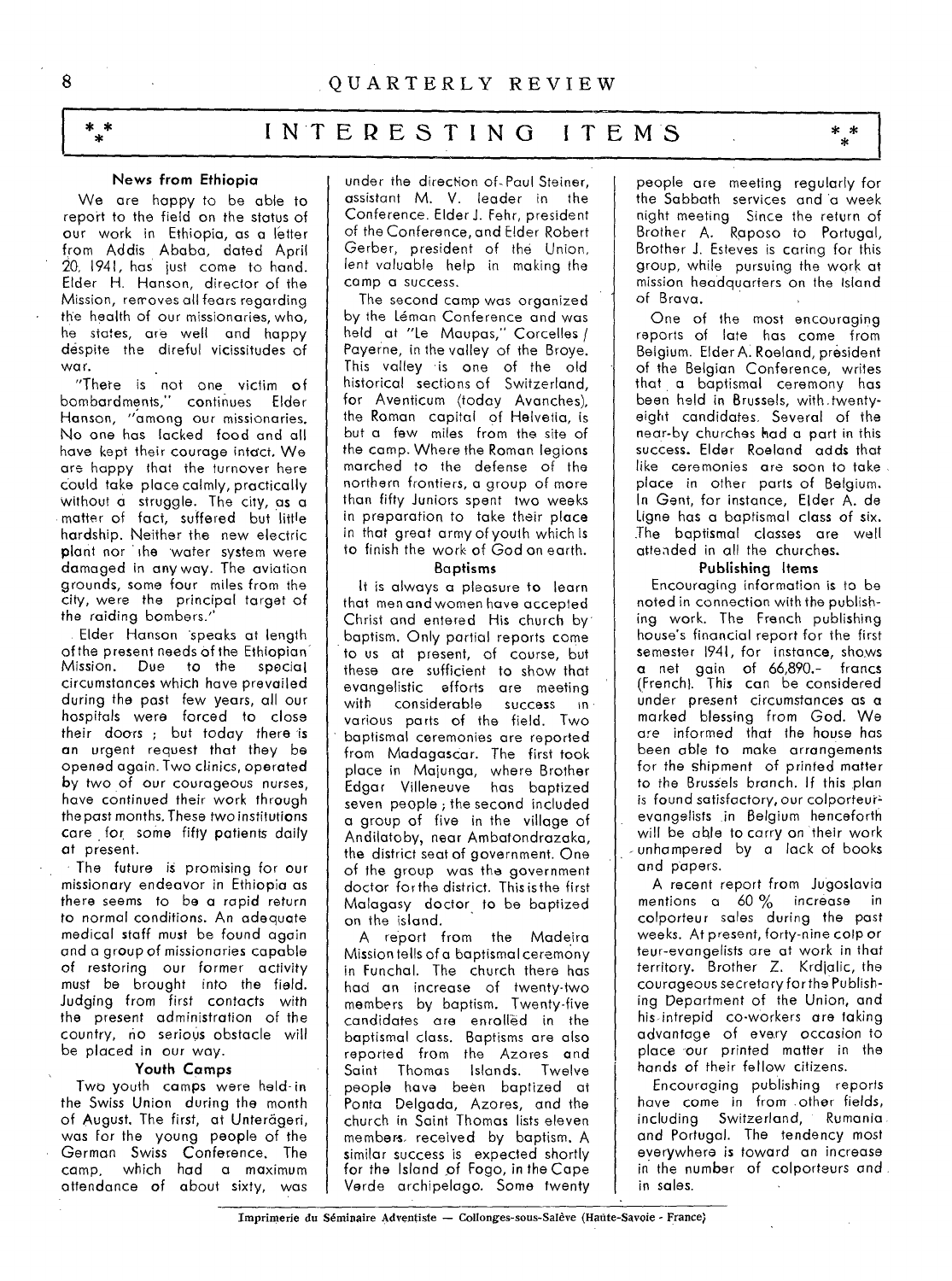# INTERESTING ITEMS

### News from Ethiopia

We are happy to be able to report to the field on the status of our work in Ethiopia, as a letter from Addis Ababa, dated April 20, 1941, has just come to hand. Elder H. Hanson, director of the Mission, removes all fears regarding the health of our missionaries, who, he states, are well and happy despite the direful vicissitudes of war.

"There is not one victim of bombardments," continues Elder Hanson, "among our missionaries. No one has lacked food and all have kept their courage intact. We are happy that the turnover here could take place calmly, practically without a struggle. The city, as a matter of fact, suffered but little hardship. Neither the new electric plant nor the water system were damaged in any way. The aviation grounds, some four miles from the city, were the principal target of the raiding bombers."

Elder Hanson speaks at length of the present needs of the Ethiopian Mission. Due to the special circumstances which have prevailed during the past few years, all our hospitals were forced to close their doors; but today there is an urgent request that they be opened again. Two clinics, operated by two of our courageous nurses, have continued their work through the past months. These two institutions care for some fifty patients daily at present.

The future is promising for our missionary endeavor in Ethiopia as there seems to be a rapid return to normal conditions. An adequate medical staff must be found again and a group of missionaries capable of restoring our former activity must be brought into the field. Judging from first contacts with the present administration of the country, no serious obstacle will be placed in our way.

### Youth Camps

Two youth camps were held in the Swiss Union during the month of August. The first, at Unterägeri, was for the young people of the German Swiss Conference. The camp, which had a maximum attendance of about sixty, was under the direction of Paul Steiner, assistant M. V. leader in the Conference. Elder J. Fehr, president of the Conference, and Elder Robert Gerber, president of the Union, lent valuable help in making the camp a success.

The second camp was organized by the Léman Conference and was held at "Le Maupas," Corcelles / Payerne, in the valley of the Broye. This valley is one of the old historical sections of Switzerland, for Aventicum (today Avanches), the Roman capital of Helvetia, is but a few miles from the site of the camp. Where the Roman legions marched to the defense of the northern frontiers, a group of more than fifty Juniors spent two weeks in preparation to take their place in that great army of youth which is to finish the work of God on earth.

### Baptisms

It is always a pleasure to learn that men and women have accepted Christ and entered His church by baptism. Only partial reports come to us at present, of course, but these are sufficient to show that evangelistic efforts are meeting with considerable success in various parts of the field. Two baptismal ceremonies are reported from Madagascar. The first took place in Majunga, where Brother Edgar Villeneuve has baptized seven people; the second included a group of five in the village of Andilatoby, near Ambatondrazaka, the district seat of government. One of the group was the government doctor for the district. This is the first Malagasy doctor to be baptized on the island.

A report from the Madeira Mission tells of a baptismal ceremony in Funchal. The church there has had an increase of twenty-two members by baptism. Twenty-five candidates are enrolled in the baptismal class. Baptisms are also reported from the Azores and Saint Thomas Islands. Twelve people have been baptized at Ponta Delgada, Azores, and the church in Saint Thomas lists eleven members received by baptism. A similar success is expected shortly for the Island of Fogo, in the Cape Verde archipelago. Some twenty people are meeting regularly for the Sabbath services and a week night meeting. Since the return of Brother A. Raposo to Portugal, Brother J. Esteves is caring for this group, while pursuing the work at mission headquarters on the Island of Brava.

One of the most encouraging reports of late has come from Belgium. Elder A. Roeland, president of the Belgian Conference, writes that a baptismal ceremony has been held in Brussels, with twenty-eight candidates. Several of the near-by churches had a part in this success. Elder Roeland adds that like ceremonies are soon to take place in other parts of Belgium. In Gent, for instance, Elder A. de Ligne has a baptismal class of six. The baptismal classes are well attended in all the churches.

### Publishing Items

Encouraging information is to be noted in connection with the publishing work. The French publishing house's financial report for the first semester 1941, for instance, shows a net gain of 66,890.- francs (French). This can be considered under present circumstances as a marked blessing from God. We are informed that the house has been able to make arrangements for the shipment of printed matter to the Brussels branch. If this plan is found satisfactory, our colporteur-evangelists in Belgium henceforth will be able to carry on their work unhampered by a lack of books and papers.

A recent report from Jugoslavia mentions a 60 % increase in colporteur sales during the past weeks. At present, forty-nine colporteur-evangelists are at work in that territory. Brother Z. Krdjalic, the courageous secretary for the Publishing Department of the Union, and his intrepid co-workers are taking advantage of every occasion to place our printed matter in the hands of their fellow citizens.

Encouraging publishing reports have come in from other fields, including Switzerland, Rumania and Portugal. The tendency most everywhere is toward an increase in the number of colporteurs and in sales.

Imprimerie du Séminaire Adventiste — Collonges-sous-Salève (Haute-Savoie - France)